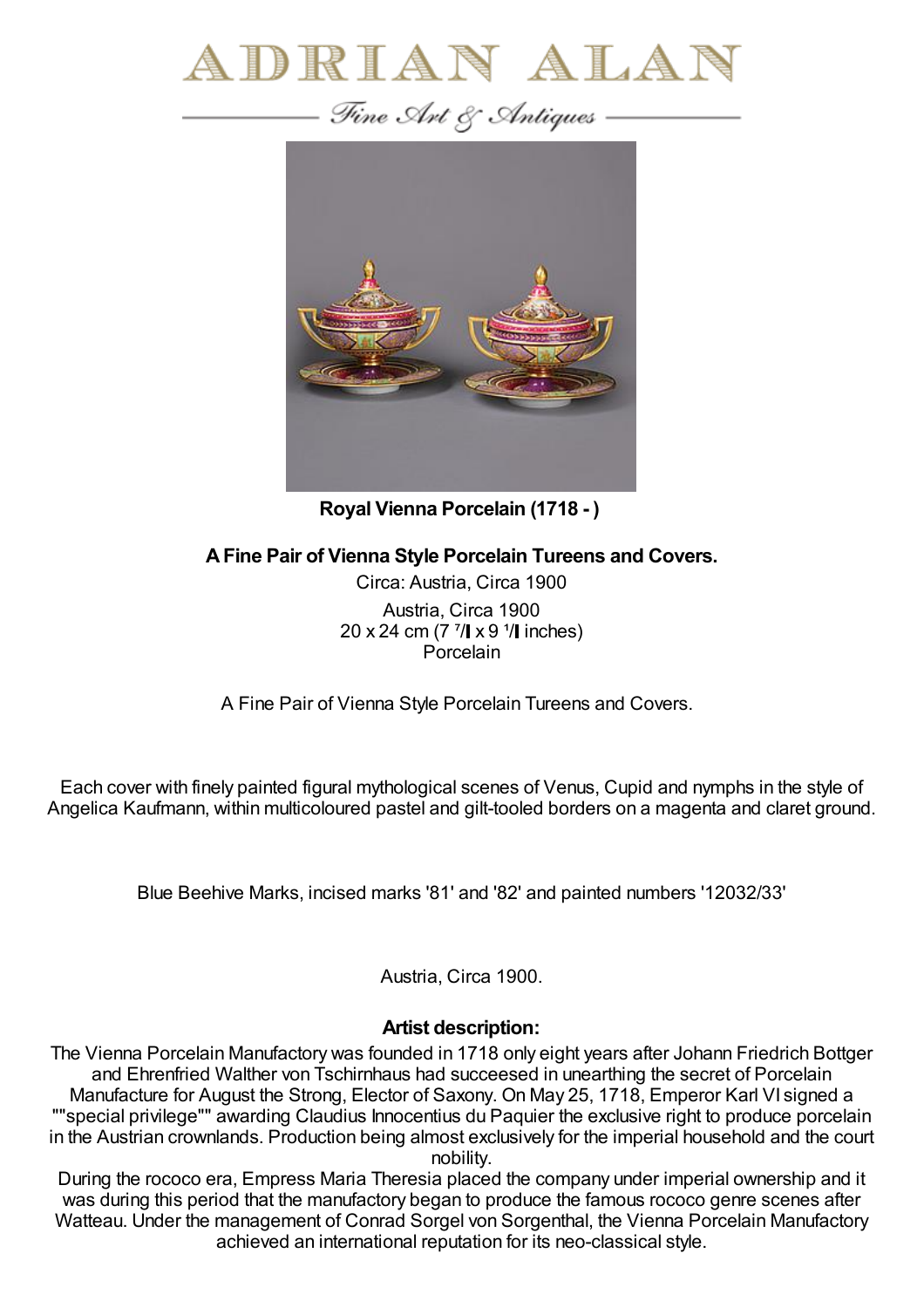# ADRIAN ALAN

Fine Art & Antiques

**Royal Vienna Porcelain (1718 - )**

**A Fine Pair of Vienna Style Porcelain Tureens and Covers.**

Circa: Austria, Circa 1900

Austria, Circa 1900
20 x 24 cm (7 ⁷/▌x 9 ¹/▌inches)
Porcelain

A Fine Pair of Vienna Style Porcelain Tureens and Covers.

Each cover with finely painted figural mythological scenes of Venus, Cupid and nymphs in the style of Angelica Kaufmann, within multicoloured pastel and gilt-tooled borders on a magenta and claret ground.

Blue Beehive Marks, incised marks '81' and '82' and painted numbers '12032/33'

Austria, Circa 1900.

**Artist description:**

The Vienna Porcelain Manufactory was founded in 1718 only eight years after Johann Friedrich Bottger and Ehrenfried Walther von Tschirnhaus had succeesed in unearthing the secret of Porcelain Manufacture for August the Strong, Elector of Saxony. On May 25, 1718, Emperor Karl VI signed a ""special privilege"" awarding Claudius Innocentius du Paquier the exclusive right to produce porcelain in the Austrian crownlands. Production being almost exclusively for the imperial household and the court nobility.

During the rococo era, Empress Maria Theresia placed the company under imperial ownership and it was during this period that the manufactory began to produce the famous rococo genre scenes after Watteau. Under the management of Conrad Sorgel von Sorgenthal, the Vienna Porcelain Manufactory achieved an international reputation for its neo-classical style.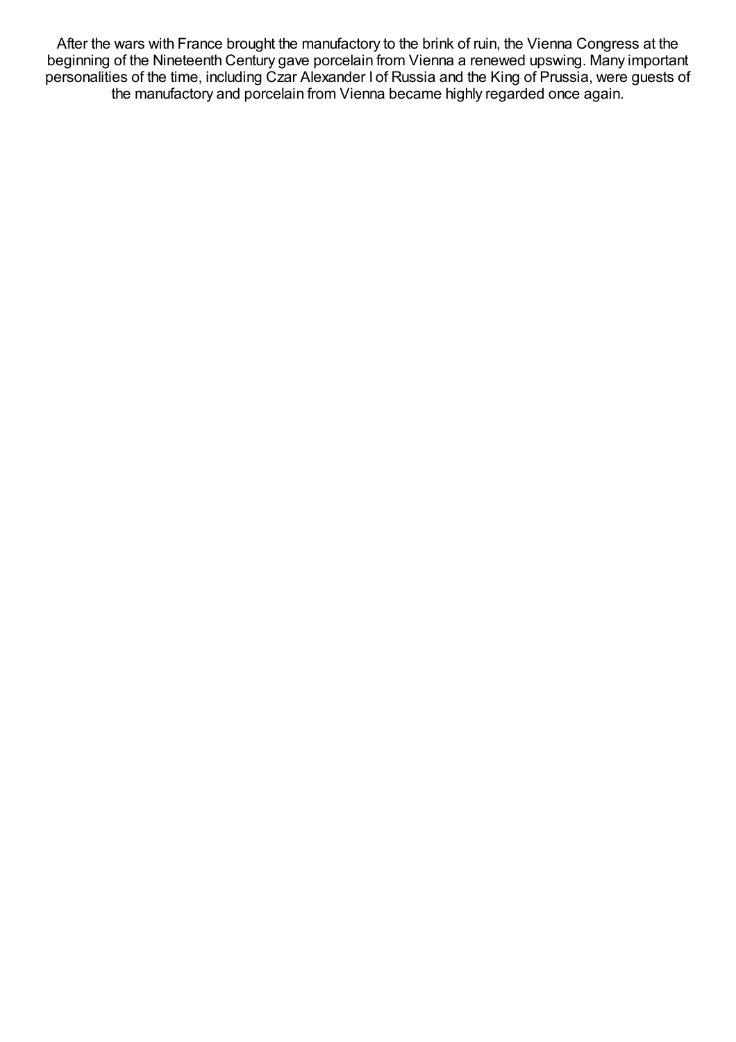After the wars with France brought the manufactory to the brink of ruin, the Vienna Congress at the beginning of the Nineteenth Century gave porcelain from Vienna a renewed upswing. Many important personalities of the time, including Czar Alexander I of Russia and the King of Prussia, were guests of the manufactory and porcelain from Vienna became highly regarded once again.